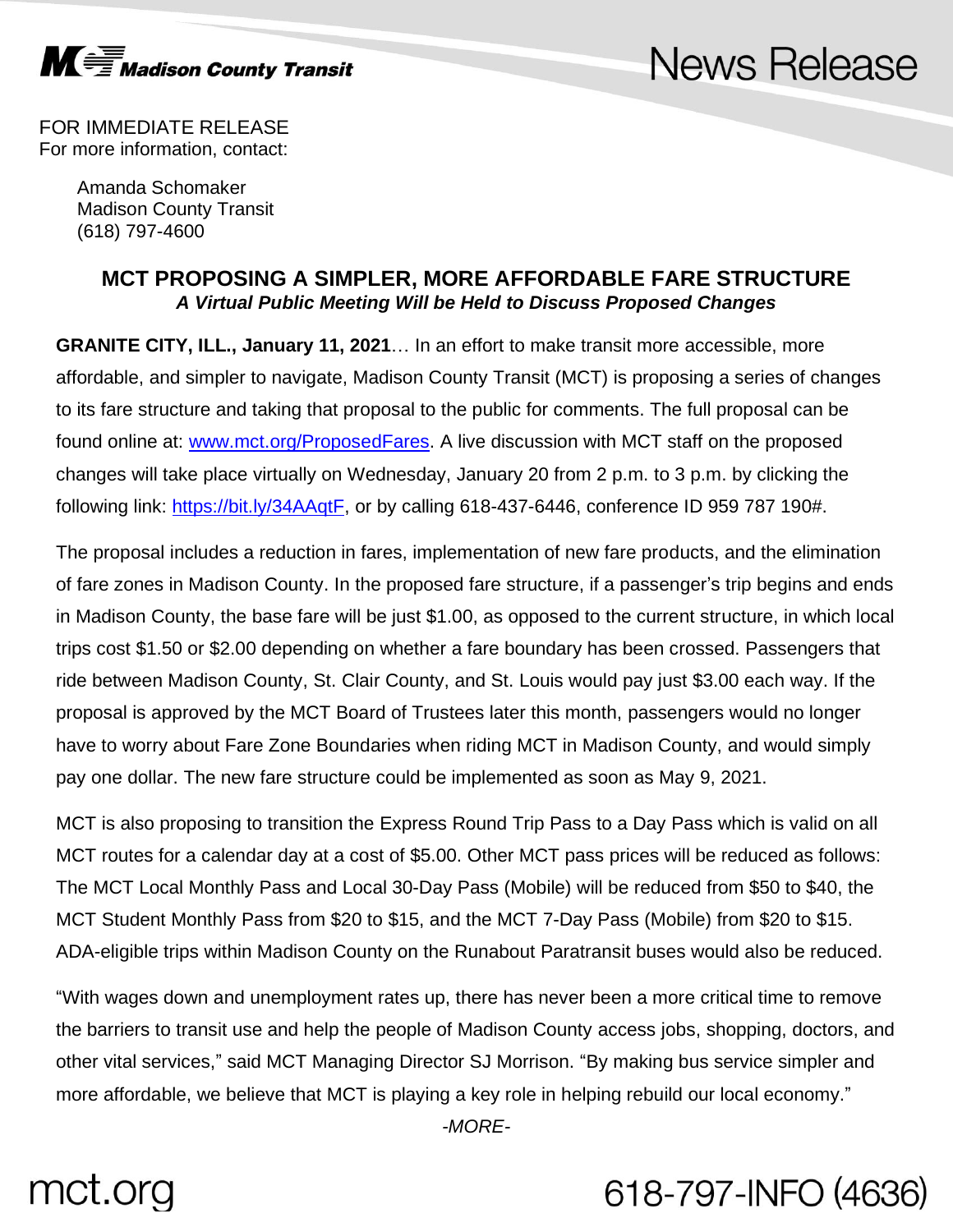Madison County Transit

# News Release

FOR IMMEDIATE RELEASE
For more information, contact:

Amanda Schomaker
Madison County Transit
(618) 797-4600

## MCT PROPOSING A SIMPLER, MORE AFFORDABLE FARE STRUCTURE

***A Virtual Public Meeting Will be Held to Discuss Proposed Changes***

**GRANITE CITY, ILL., January 11, 2021**… In an effort to make transit more accessible, more affordable, and simpler to navigate, Madison County Transit (MCT) is proposing a series of changes to its fare structure and taking that proposal to the public for comments. The full proposal can be found online at: [www.mct.org/ProposedFares](http://www.mct.org/ProposedFares). A live discussion with MCT staff on the proposed changes will take place virtually on Wednesday, January 20 from 2 p.m. to 3 p.m. by clicking the following link: [https://bit.ly/34AAqtF](https://bit.ly/34AAqtF), or by calling 618-437-6446, conference ID 959 787 190#.

The proposal includes a reduction in fares, implementation of new fare products, and the elimination of fare zones in Madison County. In the proposed fare structure, if a passenger's trip begins and ends in Madison County, the base fare will be just $1.00, as opposed to the current structure, in which local trips cost $1.50 or $2.00 depending on whether a fare boundary has been crossed. Passengers that ride between Madison County, St. Clair County, and St. Louis would pay just $3.00 each way. If the proposal is approved by the MCT Board of Trustees later this month, passengers would no longer have to worry about Fare Zone Boundaries when riding MCT in Madison County, and would simply pay one dollar. The new fare structure could be implemented as soon as May 9, 2021.

MCT is also proposing to transition the Express Round Trip Pass to a Day Pass which is valid on all MCT routes for a calendar day at a cost of $5.00. Other MCT pass prices will be reduced as follows: The MCT Local Monthly Pass and Local 30-Day Pass (Mobile) will be reduced from $50 to $40, the MCT Student Monthly Pass from $20 to $15, and the MCT 7-Day Pass (Mobile) from $20 to $15. ADA-eligible trips within Madison County on the Runabout Paratransit buses would also be reduced.

"With wages down and unemployment rates up, there has never been a more critical time to remove the barriers to transit use and help the people of Madison County access jobs, shopping, doctors, and other vital services," said MCT Managing Director SJ Morrison. "By making bus service simpler and more affordable, we believe that MCT is playing a key role in helping rebuild our local economy."

*-MORE-*

mct.org 618-797-INFO (4636)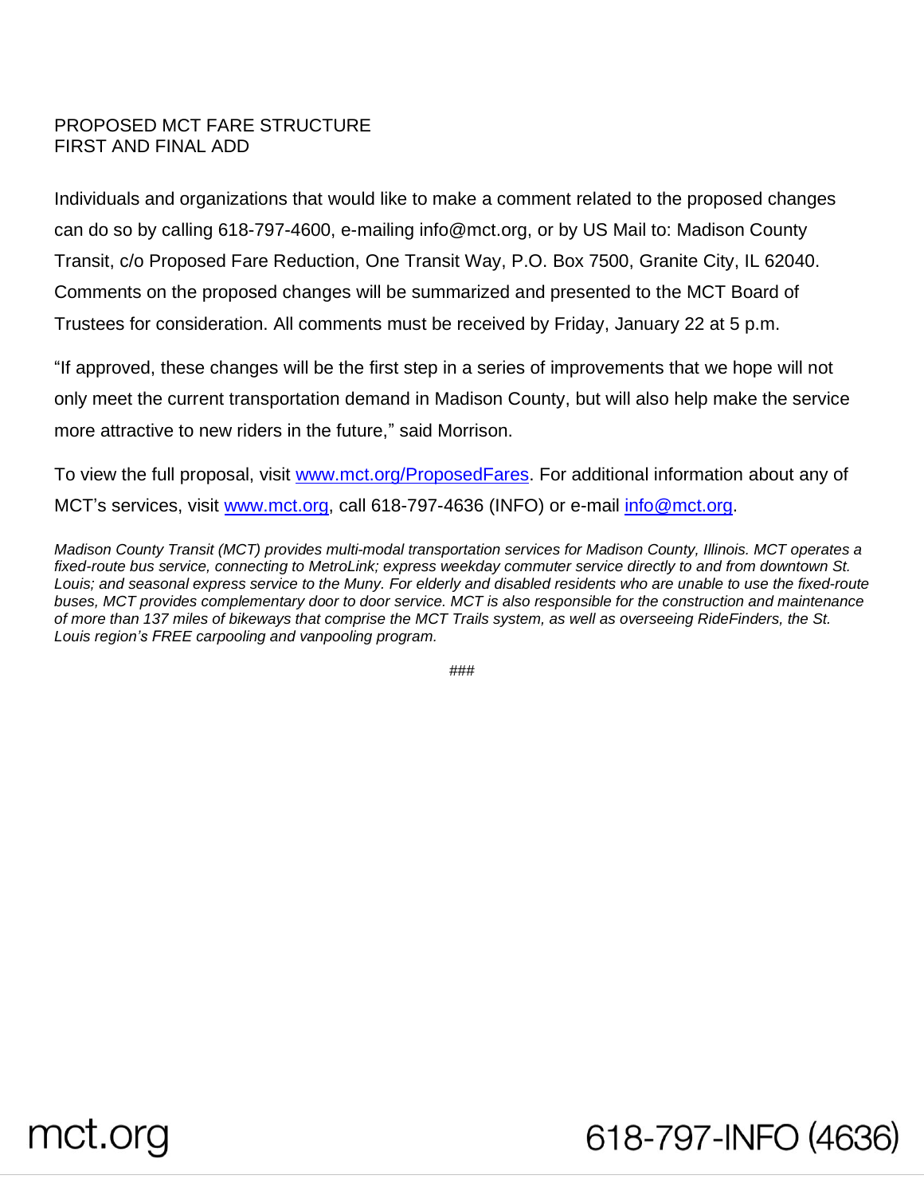PROPOSED MCT FARE STRUCTURE
FIRST AND FINAL ADD

Individuals and organizations that would like to make a comment related to the proposed changes can do so by calling 618-797-4600, e-mailing info@mct.org, or by US Mail to: Madison County Transit, c/o Proposed Fare Reduction, One Transit Way, P.O. Box 7500, Granite City, IL 62040. Comments on the proposed changes will be summarized and presented to the MCT Board of Trustees for consideration. All comments must be received by Friday, January 22 at 5 p.m.

"If approved, these changes will be the first step in a series of improvements that we hope will not only meet the current transportation demand in Madison County, but will also help make the service more attractive to new riders in the future," said Morrison.

To view the full proposal, visit www.mct.org/ProposedFares. For additional information about any of MCT's services, visit www.mct.org, call 618-797-4636 (INFO) or e-mail info@mct.org.

*Madison County Transit (MCT) provides multi-modal transportation services for Madison County, Illinois. MCT operates a fixed-route bus service, connecting to MetroLink; express weekday commuter service directly to and from downtown St. Louis; and seasonal express service to the Muny. For elderly and disabled residents who are unable to use the fixed-route buses, MCT provides complementary door to door service. MCT is also responsible for the construction and maintenance of more than 137 miles of bikeways that comprise the MCT Trails system, as well as overseeing RideFinders, the St. Louis region's FREE carpooling and vanpooling program.*

###